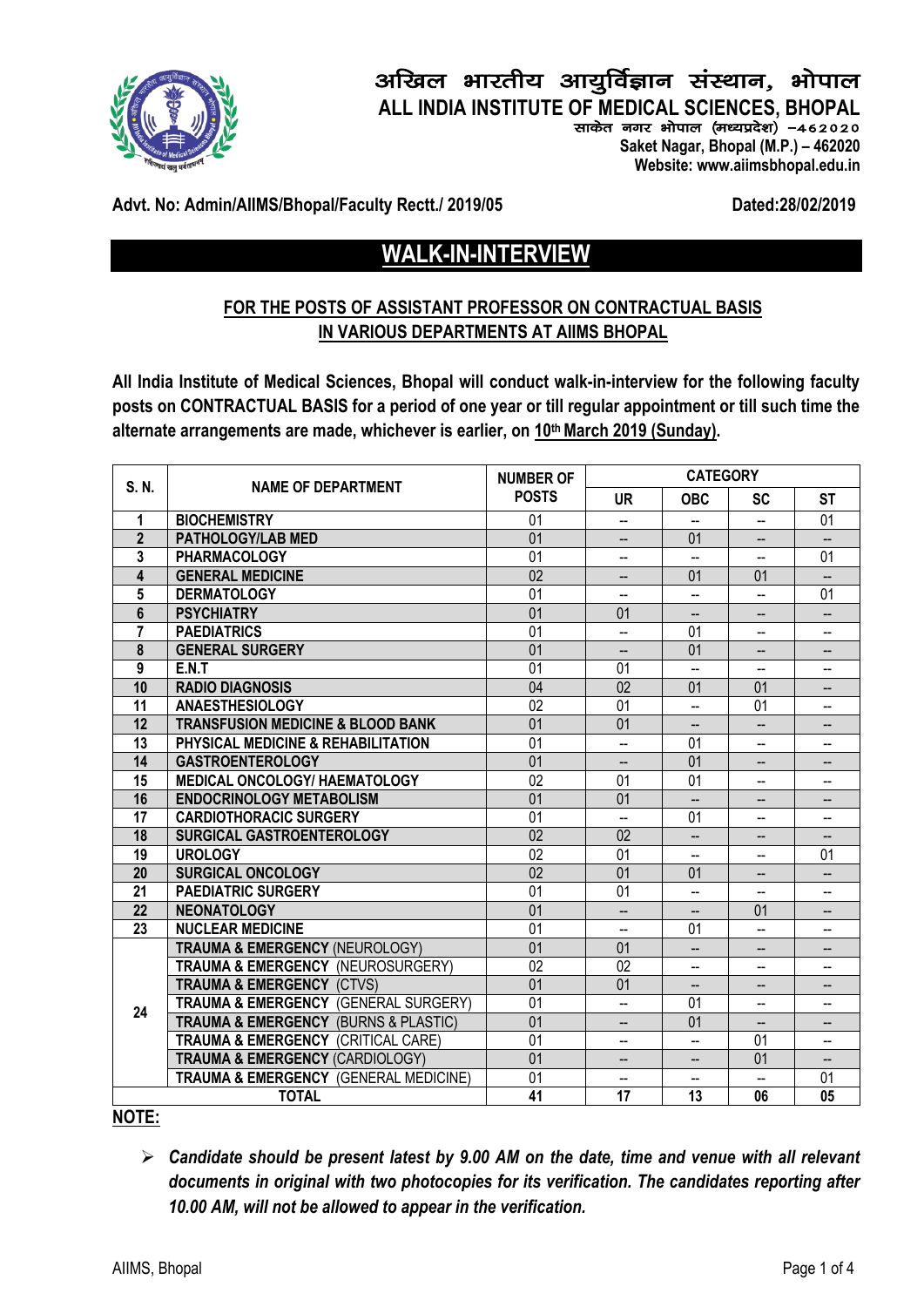# अखिल भारतीय आयुर्विज्ञान संस्थान, भोपाल

# ALL INDIA INSTITUTE OF MEDICAL SCIENCES, BHOPAL

साकेत नगर भोपाल (मध्यप्रदेश) –462020
Saket Nagar, Bhopal (M.P.) – 462020
Website: www.aiimsbhopal.edu.in

**Advt. No: Admin/AIIMS/Bhopal/Faculty Rectt./ 2019/05** **Dated:28/02/2019**

## WALK-IN-INTERVIEW

### FOR THE POSTS OF ASSISTANT PROFESSOR ON CONTRACTUAL BASIS IN VARIOUS DEPARTMENTS AT AIIMS BHOPAL

**All India Institute of Medical Sciences, Bhopal will conduct walk-in-interview for the following faculty posts on CONTRACTUAL BASIS for a period of one year or till regular appointment or till such time the alternate arrangements are made, whichever is earlier, on 10th March 2019 (Sunday).**

| S. N. | NAME OF DEPARTMENT | NUMBER OF POSTS | CATEGORY | | | |
|---|---|---|---|---|---|---|
| | | | UR | OBC | SC | ST |
| 1 | BIOCHEMISTRY | 01 | -- | -- | -- | 01 |
| 2 | PATHOLOGY/LAB MED | 01 | -- | 01 | -- | -- |
| 3 | PHARMACOLOGY | 01 | -- | -- | -- | 01 |
| 4 | GENERAL MEDICINE | 02 | -- | 01 | 01 | -- |
| 5 | DERMATOLOGY | 01 | -- | -- | -- | 01 |
| 6 | PSYCHIATRY | 01 | 01 | -- | -- | -- |
| 7 | PAEDIATRICS | 01 | -- | 01 | -- | -- |
| 8 | GENERAL SURGERY | 01 | -- | 01 | -- | -- |
| 9 | E.N.T | 01 | 01 | -- | -- | -- |
| 10 | RADIO DIAGNOSIS | 04 | 02 | 01 | 01 | -- |
| 11 | ANAESTHESIOLOGY | 02 | 01 | -- | 01 | -- |
| 12 | TRANSFUSION MEDICINE & BLOOD BANK | 01 | 01 | -- | -- | -- |
| 13 | PHYSICAL MEDICINE & REHABILITATION | 01 | -- | 01 | -- | -- |
| 14 | GASTROENTEROLOGY | 01 | -- | 01 | -- | -- |
| 15 | MEDICAL ONCOLOGY/ HAEMATOLOGY | 02 | 01 | 01 | -- | -- |
| 16 | ENDOCRINOLOGY METABOLISM | 01 | 01 | -- | -- | -- |
| 17 | CARDIOTHORACIC SURGERY | 01 | -- | 01 | -- | -- |
| 18 | SURGICAL GASTROENTEROLOGY | 02 | 02 | -- | -- | -- |
| 19 | UROLOGY | 02 | 01 | -- | -- | 01 |
| 20 | SURGICAL ONCOLOGY | 02 | 01 | 01 | -- | -- |
| 21 | PAEDIATRIC SURGERY | 01 | 01 | -- | -- | -- |
| 22 | NEONATOLOGY | 01 | -- | -- | 01 | -- |
| 23 | NUCLEAR MEDICINE | 01 | -- | 01 | -- | -- |
| 24 | TRAUMA & EMERGENCY (NEUROLOGY) | 01 | 01 | -- | -- | -- |
| | TRAUMA & EMERGENCY (NEUROSURGERY) | 02 | 02 | -- | -- | -- |
| | TRAUMA & EMERGENCY (CTVS) | 01 | 01 | -- | -- | -- |
| | TRAUMA & EMERGENCY (GENERAL SURGERY) | 01 | -- | 01 | -- | -- |
| | TRAUMA & EMERGENCY (BURNS & PLASTIC) | 01 | -- | 01 | -- | -- |
| | TRAUMA & EMERGENCY (CRITICAL CARE) | 01 | -- | -- | 01 | -- |
| | TRAUMA & EMERGENCY (CARDIOLOGY) | 01 | -- | -- | 01 | -- |
| | TRAUMA & EMERGENCY (GENERAL MEDICINE) | 01 | -- | -- | -- | 01 |
| | TOTAL | 41 | 17 | 13 | 06 | 05 |

**NOTE:**

- ***Candidate should be present latest by 9.00 AM on the date, time and venue with all relevant documents in original with two photocopies for its verification. The candidates reporting after 10.00 AM, will not be allowed to appear in the verification.***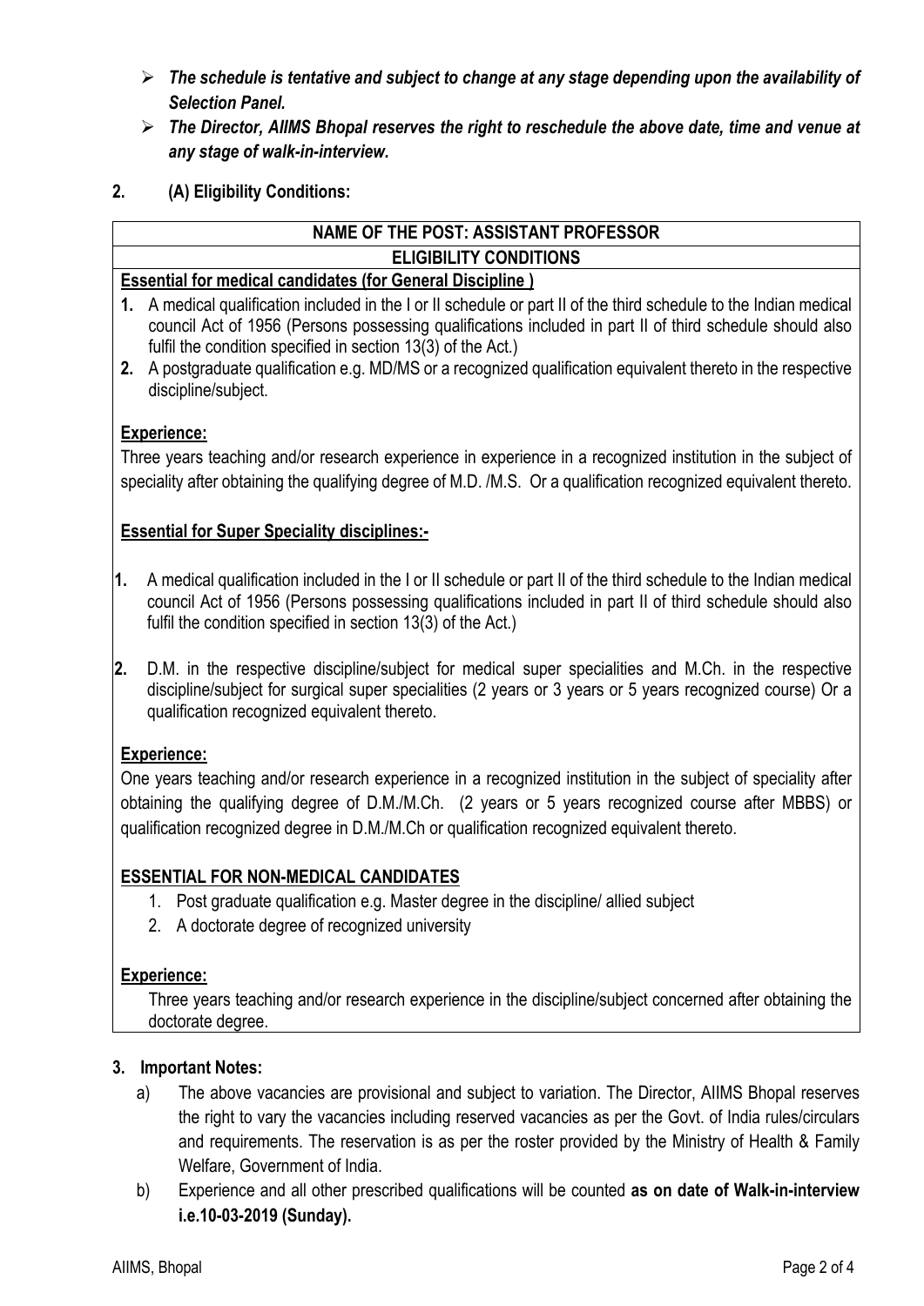- ***The schedule is tentative and subject to change at any stage depending upon the availability of Selection Panel.***
- ***The Director, AIIMS Bhopal reserves the right to reschedule the above date, time and venue at any stage of walk-in-interview.***

**2. (A) Eligibility Conditions:**

**NAME OF THE POST: ASSISTANT PROFESSOR**

**ELIGIBILITY CONDITIONS**

**Essential for medical candidates (for General Discipline )**

1. A medical qualification included in the I or II schedule or part II of the third schedule to the Indian medical council Act of 1956 (Persons possessing qualifications included in part II of third schedule should also fulfil the condition specified in section 13(3) of the Act.)
2. A postgraduate qualification e.g. MD/MS or a recognized qualification equivalent thereto in the respective discipline/subject.

**Experience:**

Three years teaching and/or research experience in experience in a recognized institution in the subject of speciality after obtaining the qualifying degree of M.D. /M.S. Or a qualification recognized equivalent thereto.

**Essential for Super Speciality disciplines:-**

1. A medical qualification included in the I or II schedule or part II of the third schedule to the Indian medical council Act of 1956 (Persons possessing qualifications included in part II of third schedule should also fulfil the condition specified in section 13(3) of the Act.)
2. D.M. in the respective discipline/subject for medical super specialities and M.Ch. in the respective discipline/subject for surgical super specialities (2 years or 3 years or 5 years recognized course) Or a qualification recognized equivalent thereto.

**Experience:**

One years teaching and/or research experience in a recognized institution in the subject of speciality after obtaining the qualifying degree of D.M./M.Ch. (2 years or 5 years recognized course after MBBS) or qualification recognized degree in D.M./M.Ch or qualification recognized equivalent thereto.

**ESSENTIAL FOR NON-MEDICAL CANDIDATES**

1. Post graduate qualification e.g. Master degree in the discipline/ allied subject
2. A doctorate degree of recognized university

**Experience:**

Three years teaching and/or research experience in the discipline/subject concerned after obtaining the doctorate degree.

**3. Important Notes:**

a) The above vacancies are provisional and subject to variation. The Director, AIIMS Bhopal reserves the right to vary the vacancies including reserved vacancies as per the Govt. of India rules/circulars and requirements. The reservation is as per the roster provided by the Ministry of Health & Family Welfare, Government of India.

b) Experience and all other prescribed qualifications will be counted **as on date of Walk-in-interview i.e.10-03-2019 (Sunday).**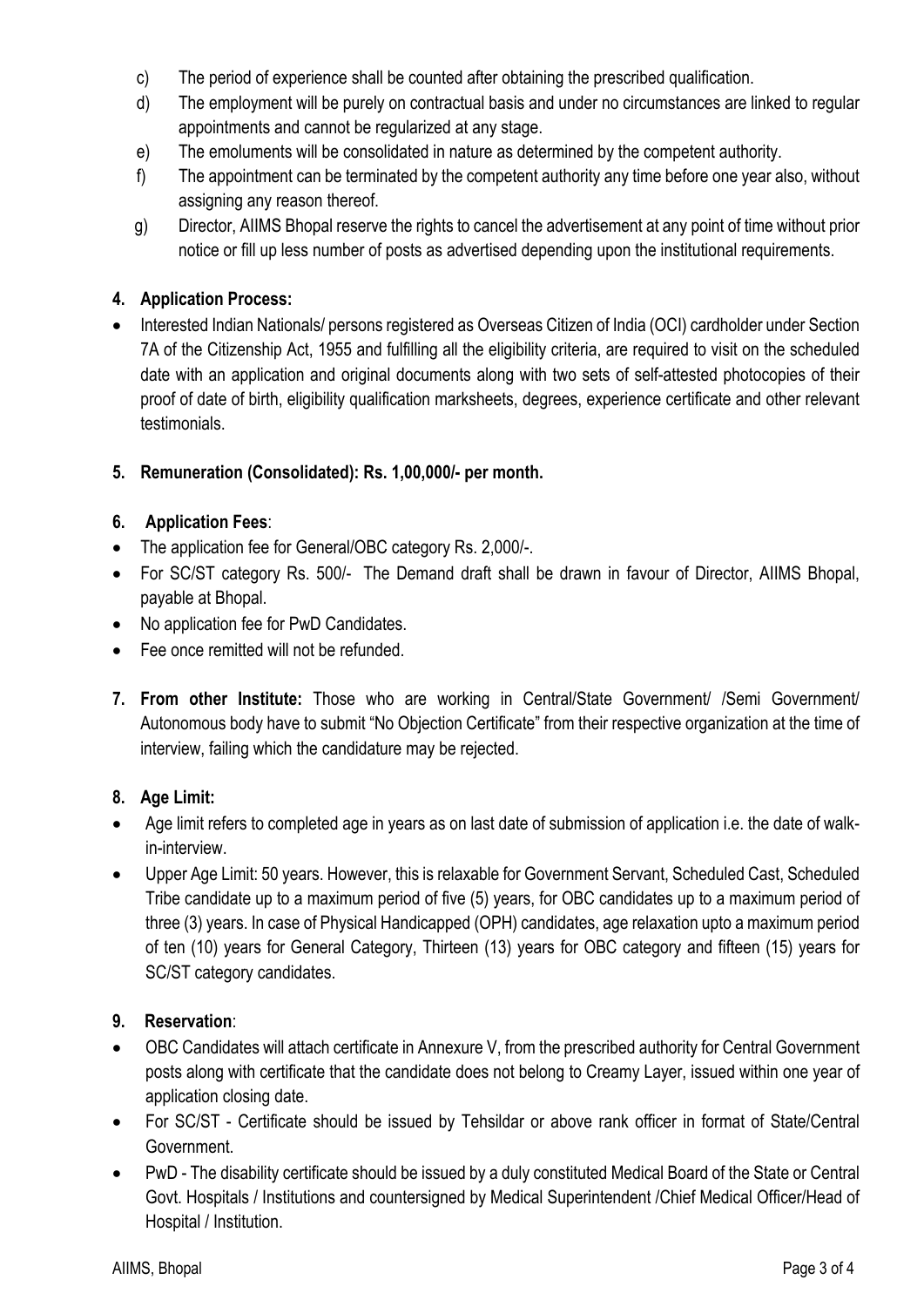c) The period of experience shall be counted after obtaining the prescribed qualification.

d) The employment will be purely on contractual basis and under no circumstances are linked to regular appointments and cannot be regularized at any stage.

e) The emoluments will be consolidated in nature as determined by the competent authority.

f) The appointment can be terminated by the competent authority any time before one year also, without assigning any reason thereof.

g) Director, AIIMS Bhopal reserve the rights to cancel the advertisement at any point of time without prior notice or fill up less number of posts as advertised depending upon the institutional requirements.

**4. Application Process:**

- Interested Indian Nationals/ persons registered as Overseas Citizen of India (OCI) cardholder under Section 7A of the Citizenship Act, 1955 and fulfilling all the eligibility criteria, are required to visit on the scheduled date with an application and original documents along with two sets of self-attested photocopies of their proof of date of birth, eligibility qualification marksheets, degrees, experience certificate and other relevant testimonials.

**5. Remuneration (Consolidated): Rs. 1,00,000/- per month.**

**6. Application Fees**:

- The application fee for General/OBC category Rs. 2,000/-.
- For SC/ST category Rs. 500/- The Demand draft shall be drawn in favour of Director, AIIMS Bhopal, payable at Bhopal.
- No application fee for PwD Candidates.
- Fee once remitted will not be refunded.

**7. From other Institute:** Those who are working in Central/State Government/ /Semi Government/ Autonomous body have to submit "No Objection Certificate" from their respective organization at the time of interview, failing which the candidature may be rejected.

**8. Age Limit:**

- Age limit refers to completed age in years as on last date of submission of application i.e. the date of walk-in-interview.
- Upper Age Limit: 50 years. However, this is relaxable for Government Servant, Scheduled Cast, Scheduled Tribe candidate up to a maximum period of five (5) years, for OBC candidates up to a maximum period of three (3) years. In case of Physical Handicapped (OPH) candidates, age relaxation upto a maximum period of ten (10) years for General Category, Thirteen (13) years for OBC category and fifteen (15) years for SC/ST category candidates.

**9. Reservation**:

- OBC Candidates will attach certificate in Annexure V, from the prescribed authority for Central Government posts along with certificate that the candidate does not belong to Creamy Layer, issued within one year of application closing date.
- For SC/ST - Certificate should be issued by Tehsildar or above rank officer in format of State/Central Government.
- PwD - The disability certificate should be issued by a duly constituted Medical Board of the State or Central Govt. Hospitals / Institutions and countersigned by Medical Superintendent /Chief Medical Officer/Head of Hospital / Institution.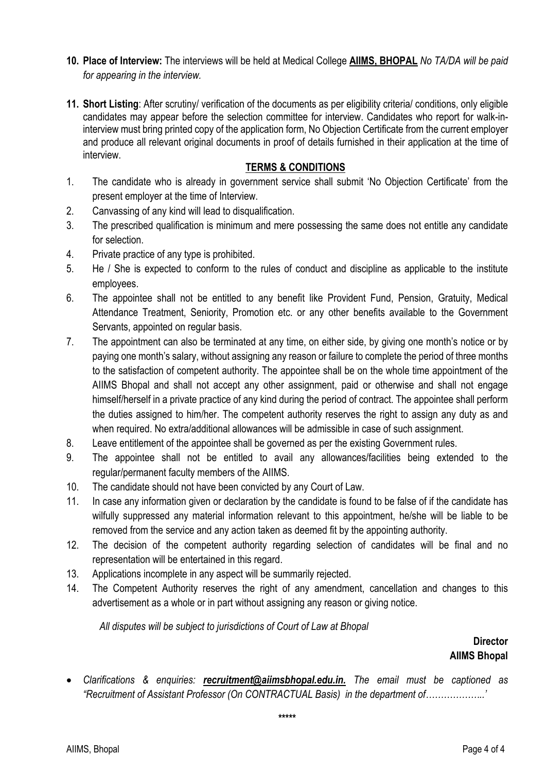10. **Place of Interview:** The interviews will be held at Medical College **AIIMS, BHOPAL** *No TA/DA will be paid for appearing in the interview.*

11. **Short Listing**: After scrutiny/ verification of the documents as per eligibility criteria/ conditions, only eligible candidates may appear before the selection committee for interview. Candidates who report for walk-in-interview must bring printed copy of the application form, No Objection Certificate from the current employer and produce all relevant original documents in proof of details furnished in their application at the time of interview.

## TERMS & CONDITIONS

1. The candidate who is already in government service shall submit 'No Objection Certificate' from the present employer at the time of Interview.
2. Canvassing of any kind will lead to disqualification.
3. The prescribed qualification is minimum and mere possessing the same does not entitle any candidate for selection.
4. Private practice of any type is prohibited.
5. He / She is expected to conform to the rules of conduct and discipline as applicable to the institute employees.
6. The appointee shall not be entitled to any benefit like Provident Fund, Pension, Gratuity, Medical Attendance Treatment, Seniority, Promotion etc. or any other benefits available to the Government Servants, appointed on regular basis.
7. The appointment can also be terminated at any time, on either side, by giving one month's notice or by paying one month's salary, without assigning any reason or failure to complete the period of three months to the satisfaction of competent authority. The appointee shall be on the whole time appointment of the AIIMS Bhopal and shall not accept any other assignment, paid or otherwise and shall not engage himself/herself in a private practice of any kind during the period of contract. The appointee shall perform the duties assigned to him/her. The competent authority reserves the right to assign any duty as and when required. No extra/additional allowances will be admissible in case of such assignment.
8. Leave entitlement of the appointee shall be governed as per the existing Government rules.
9. The appointee shall not be entitled to avail any allowances/facilities being extended to the regular/permanent faculty members of the AIIMS.
10. The candidate should not have been convicted by any Court of Law.
11. In case any information given or declaration by the candidate is found to be false of if the candidate has wilfully suppressed any material information relevant to this appointment, he/she will be liable to be removed from the service and any action taken as deemed fit by the appointing authority.
12. The decision of the competent authority regarding selection of candidates will be final and no representation will be entertained in this regard.
13. Applications incomplete in any aspect will be summarily rejected.
14. The Competent Authority reserves the right of any amendment, cancellation and changes to this advertisement as a whole or in part without assigning any reason or giving notice.

*All disputes will be subject to jurisdictions of Court of Law at Bhopal*

**Director**
**AIIMS Bhopal**

- *Clarifications & enquiries: **recruitment@aiimsbhopal.edu.in.** The email must be captioned as "Recruitment of Assistant Professor (On CONTRACTUAL Basis) in the department of………………..'*

*****